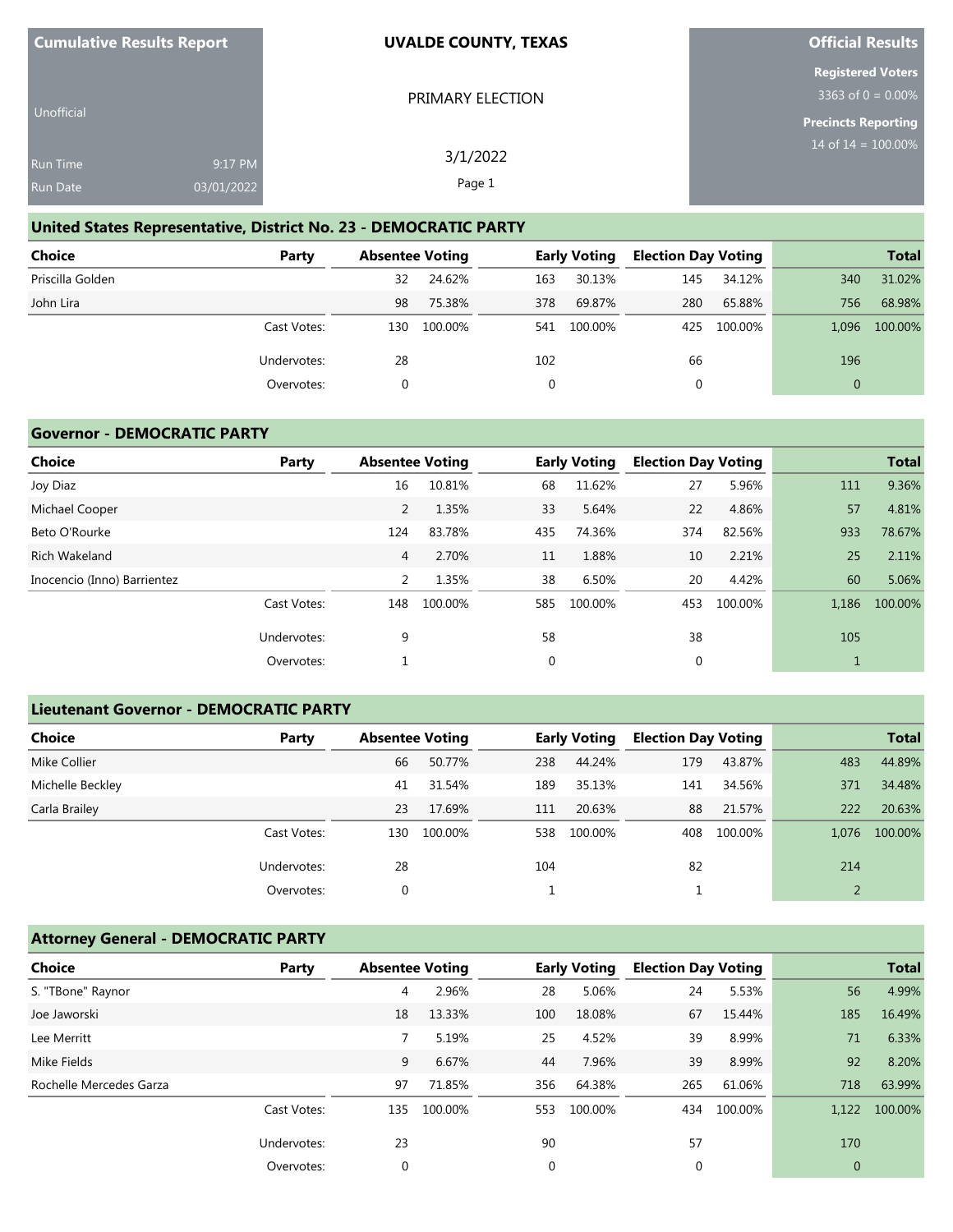**Cumulative Results Report**

Unofficial

Run Time 9:17 PM

Run Date 03/01/2022

**UVALDE COUNTY, TEXAS**

PRIMARY ELECTION

3/1/2022

**Official Results**

**Registered Voters**

3363 of 0 = 0.00%

**Precincts Reporting**

14 of 14 = 100.00%

## United States Representative, District No. 23 - DEMOCRATIC PARTY

| Choice | Party | Absentee Voting | | Early Voting | | Election Day Voting | | Total | |
|---|---|---|---|---|---|---|---|---|---|
| Priscilla Golden | | 32 | 24.62% | 163 | 30.13% | 145 | 34.12% | 340 | 31.02% |
| John Lira | | 98 | 75.38% | 378 | 69.87% | 280 | 65.88% | 756 | 68.98% |
| | Cast Votes: | 130 | 100.00% | 541 | 100.00% | 425 | 100.00% | 1,096 | 100.00% |
| | Undervotes: | 28 | | 102 | | 66 | | 196 | |
| | Overvotes: | 0 | | 0 | | 0 | | 0 | |

## Governor - DEMOCRATIC PARTY

| Choice | Party | Absentee Voting | | Early Voting | | Election Day Voting | | Total | |
|---|---|---|---|---|---|---|---|---|---|
| Joy Diaz | | 16 | 10.81% | 68 | 11.62% | 27 | 5.96% | 111 | 9.36% |
| Michael Cooper | | 2 | 1.35% | 33 | 5.64% | 22 | 4.86% | 57 | 4.81% |
| Beto O'Rourke | | 124 | 83.78% | 435 | 74.36% | 374 | 82.56% | 933 | 78.67% |
| Rich Wakeland | | 4 | 2.70% | 11 | 1.88% | 10 | 2.21% | 25 | 2.11% |
| Inocencio (Inno) Barrientez | | 2 | 1.35% | 38 | 6.50% | 20 | 4.42% | 60 | 5.06% |
| | Cast Votes: | 148 | 100.00% | 585 | 100.00% | 453 | 100.00% | 1,186 | 100.00% |
| | Undervotes: | 9 | | 58 | | 38 | | 105 | |
| | Overvotes: | 1 | | 0 | | 0 | | 1 | |

## Lieutenant Governor - DEMOCRATIC PARTY

| Choice | Party | Absentee Voting | | Early Voting | | Election Day Voting | | Total | |
|---|---|---|---|---|---|---|---|---|---|
| Mike Collier | | 66 | 50.77% | 238 | 44.24% | 179 | 43.87% | 483 | 44.89% |
| Michelle Beckley | | 41 | 31.54% | 189 | 35.13% | 141 | 34.56% | 371 | 34.48% |
| Carla Brailey | | 23 | 17.69% | 111 | 20.63% | 88 | 21.57% | 222 | 20.63% |
| | Cast Votes: | 130 | 100.00% | 538 | 100.00% | 408 | 100.00% | 1,076 | 100.00% |
| | Undervotes: | 28 | | 104 | | 82 | | 214 | |
| | Overvotes: | 0 | | 1 | | 1 | | 2 | |

## Attorney General - DEMOCRATIC PARTY

| Choice | Party | Absentee Voting | | Early Voting | | Election Day Voting | | Total | |
|---|---|---|---|---|---|---|---|---|---|
| S. "TBone" Raynor | | 4 | 2.96% | 28 | 5.06% | 24 | 5.53% | 56 | 4.99% |
| Joe Jaworski | | 18 | 13.33% | 100 | 18.08% | 67 | 15.44% | 185 | 16.49% |
| Lee Merritt | | 7 | 5.19% | 25 | 4.52% | 39 | 8.99% | 71 | 6.33% |
| Mike Fields | | 9 | 6.67% | 44 | 7.96% | 39 | 8.99% | 92 | 8.20% |
| Rochelle Mercedes Garza | | 97 | 71.85% | 356 | 64.38% | 265 | 61.06% | 718 | 63.99% |
| | Cast Votes: | 135 | 100.00% | 553 | 100.00% | 434 | 100.00% | 1,122 | 100.00% |
| | Undervotes: | 23 | | 90 | | 57 | | 170 | |
| | Overvotes: | 0 | | 0 | | 0 | | 0 | |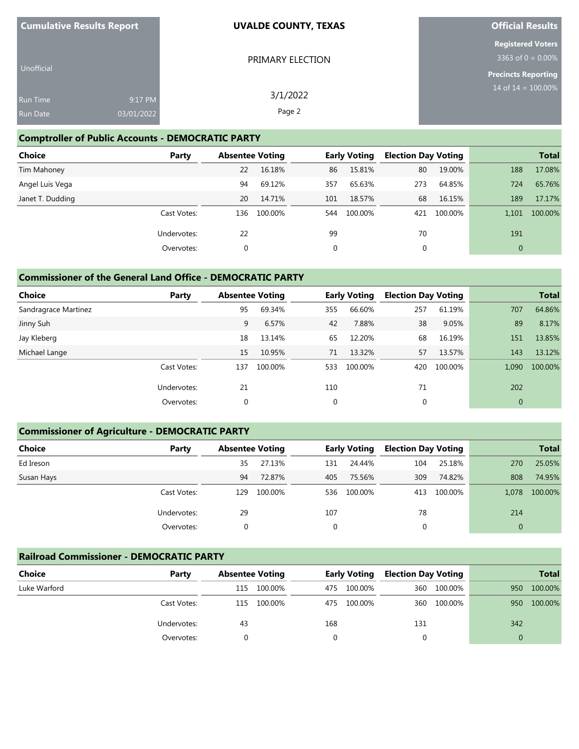| Cumulative Results Report | UVALDE COUNTY, TEXAS | Official Results |
|---|---|---|
| Unofficial | PRIMARY ELECTION | Registered Voters 3363 of 0 = 0.00% |
| Run Time 9:17 PM | 3/1/2022 | Precincts Reporting 14 of 14 = 100.00% |
| Run Date 03/01/2022 | | |

## Comptroller of Public Accounts - DEMOCRATIC PARTY

| Choice | Party | Absentee Voting | | Early Voting | | Election Day Voting | | Total | |
|---|---|---|---|---|---|---|---|---|---|
| Tim Mahoney | | 22 | 16.18% | 86 | 15.81% | 80 | 19.00% | 188 | 17.08% |
| Angel Luis Vega | | 94 | 69.12% | 357 | 65.63% | 273 | 64.85% | 724 | 65.76% |
| Janet T. Dudding | | 20 | 14.71% | 101 | 18.57% | 68 | 16.15% | 189 | 17.17% |
| | Cast Votes: | 136 | 100.00% | 544 | 100.00% | 421 | 100.00% | 1,101 | 100.00% |
| | Undervotes: | 22 | | 99 | | 70 | | 191 | |
| | Overvotes: | 0 | | 0 | | 0 | | 0 | |

## Commissioner of the General Land Office - DEMOCRATIC PARTY

| Choice | Party | Absentee Voting | | Early Voting | | Election Day Voting | | Total | |
|---|---|---|---|---|---|---|---|---|---|
| Sandragrace Martinez | | 95 | 69.34% | 355 | 66.60% | 257 | 61.19% | 707 | 64.86% |
| Jinny Suh | | 9 | 6.57% | 42 | 7.88% | 38 | 9.05% | 89 | 8.17% |
| Jay Kleberg | | 18 | 13.14% | 65 | 12.20% | 68 | 16.19% | 151 | 13.85% |
| Michael Lange | | 15 | 10.95% | 71 | 13.32% | 57 | 13.57% | 143 | 13.12% |
| | Cast Votes: | 137 | 100.00% | 533 | 100.00% | 420 | 100.00% | 1,090 | 100.00% |
| | Undervotes: | 21 | | 110 | | 71 | | 202 | |
| | Overvotes: | 0 | | 0 | | 0 | | 0 | |

## Commissioner of Agriculture - DEMOCRATIC PARTY

| Choice | Party | Absentee Voting | | Early Voting | | Election Day Voting | | Total | |
|---|---|---|---|---|---|---|---|---|---|
| Ed Ireson | | 35 | 27.13% | 131 | 24.44% | 104 | 25.18% | 270 | 25.05% |
| Susan Hays | | 94 | 72.87% | 405 | 75.56% | 309 | 74.82% | 808 | 74.95% |
| | Cast Votes: | 129 | 100.00% | 536 | 100.00% | 413 | 100.00% | 1,078 | 100.00% |
| | Undervotes: | 29 | | 107 | | 78 | | 214 | |
| | Overvotes: | 0 | | 0 | | 0 | | 0 | |

## Railroad Commissioner - DEMOCRATIC PARTY

| Choice | Party | Absentee Voting | | Early Voting | | Election Day Voting | | Total | |
|---|---|---|---|---|---|---|---|---|---|
| Luke Warford | | 115 | 100.00% | 475 | 100.00% | 360 | 100.00% | 950 | 100.00% |
| | Cast Votes: | 115 | 100.00% | 475 | 100.00% | 360 | 100.00% | 950 | 100.00% |
| | Undervotes: | 43 | | 168 | | 131 | | 342 | |
| | Overvotes: | 0 | | 0 | | 0 | | 0 | |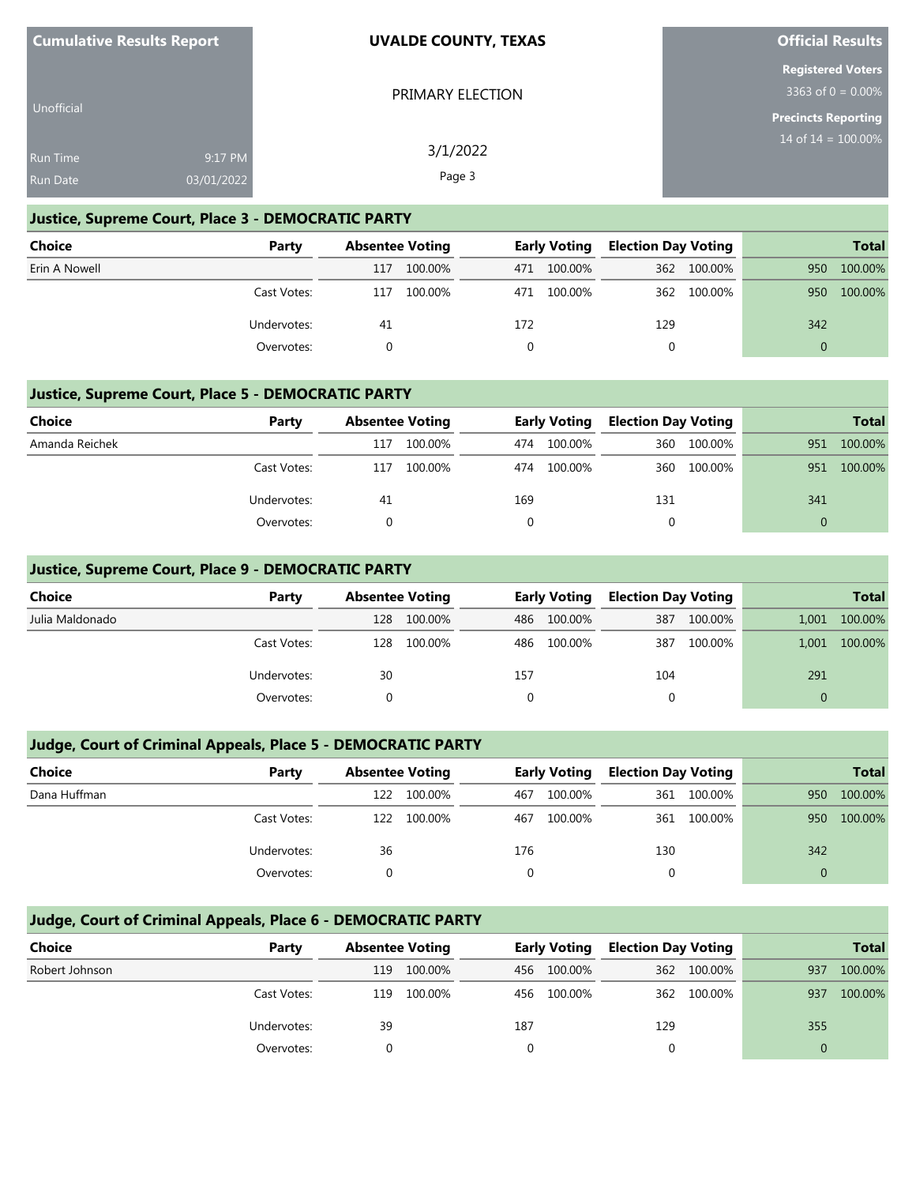**Cumulative Results Report**

Unofficial

Run Time 9:17 PM

Run Date 03/01/2022

**UVALDE COUNTY, TEXAS**

PRIMARY ELECTION

3/1/2022

**Official Results**

**Registered Voters**
3363 of 0 = 0.00%

**Precincts Reporting**
14 of 14 = 100.00%

## Justice, Supreme Court, Place 3 - DEMOCRATIC PARTY

| Choice | Party | Absentee Voting | | Early Voting | | Election Day Voting | | Total | |
|---|---|---|---|---|---|---|---|---|---|
| Erin A Nowell | | 117 | 100.00% | 471 | 100.00% | 362 | 100.00% | 950 | 100.00% |
| | Cast Votes: | 117 | 100.00% | 471 | 100.00% | 362 | 100.00% | 950 | 100.00% |
| | Undervotes: | 41 | | 172 | | 129 | | 342 | |
| | Overvotes: | 0 | | 0 | | 0 | | 0 | |

## Justice, Supreme Court, Place 5 - DEMOCRATIC PARTY

| Choice | Party | Absentee Voting | | Early Voting | | Election Day Voting | | Total | |
|---|---|---|---|---|---|---|---|---|---|
| Amanda Reichek | | 117 | 100.00% | 474 | 100.00% | 360 | 100.00% | 951 | 100.00% |
| | Cast Votes: | 117 | 100.00% | 474 | 100.00% | 360 | 100.00% | 951 | 100.00% |
| | Undervotes: | 41 | | 169 | | 131 | | 341 | |
| | Overvotes: | 0 | | 0 | | 0 | | 0 | |

## Justice, Supreme Court, Place 9 - DEMOCRATIC PARTY

| Choice | Party | Absentee Voting | | Early Voting | | Election Day Voting | | Total | |
|---|---|---|---|---|---|---|---|---|---|
| Julia Maldonado | | 128 | 100.00% | 486 | 100.00% | 387 | 100.00% | 1,001 | 100.00% |
| | Cast Votes: | 128 | 100.00% | 486 | 100.00% | 387 | 100.00% | 1,001 | 100.00% |
| | Undervotes: | 30 | | 157 | | 104 | | 291 | |
| | Overvotes: | 0 | | 0 | | 0 | | 0 | |

## Judge, Court of Criminal Appeals, Place 5 - DEMOCRATIC PARTY

| Choice | Party | Absentee Voting | | Early Voting | | Election Day Voting | | Total | |
|---|---|---|---|---|---|---|---|---|---|
| Dana Huffman | | 122 | 100.00% | 467 | 100.00% | 361 | 100.00% | 950 | 100.00% |
| | Cast Votes: | 122 | 100.00% | 467 | 100.00% | 361 | 100.00% | 950 | 100.00% |
| | Undervotes: | 36 | | 176 | | 130 | | 342 | |
| | Overvotes: | 0 | | 0 | | 0 | | 0 | |

## Judge, Court of Criminal Appeals, Place 6 - DEMOCRATIC PARTY

| Choice | Party | Absentee Voting | | Early Voting | | Election Day Voting | | Total | |
|---|---|---|---|---|---|---|---|---|---|
| Robert Johnson | | 119 | 100.00% | 456 | 100.00% | 362 | 100.00% | 937 | 100.00% |
| | Cast Votes: | 119 | 100.00% | 456 | 100.00% | 362 | 100.00% | 937 | 100.00% |
| | Undervotes: | 39 | | 187 | | 129 | | 355 | |
| | Overvotes: | 0 | | 0 | | 0 | | 0 | |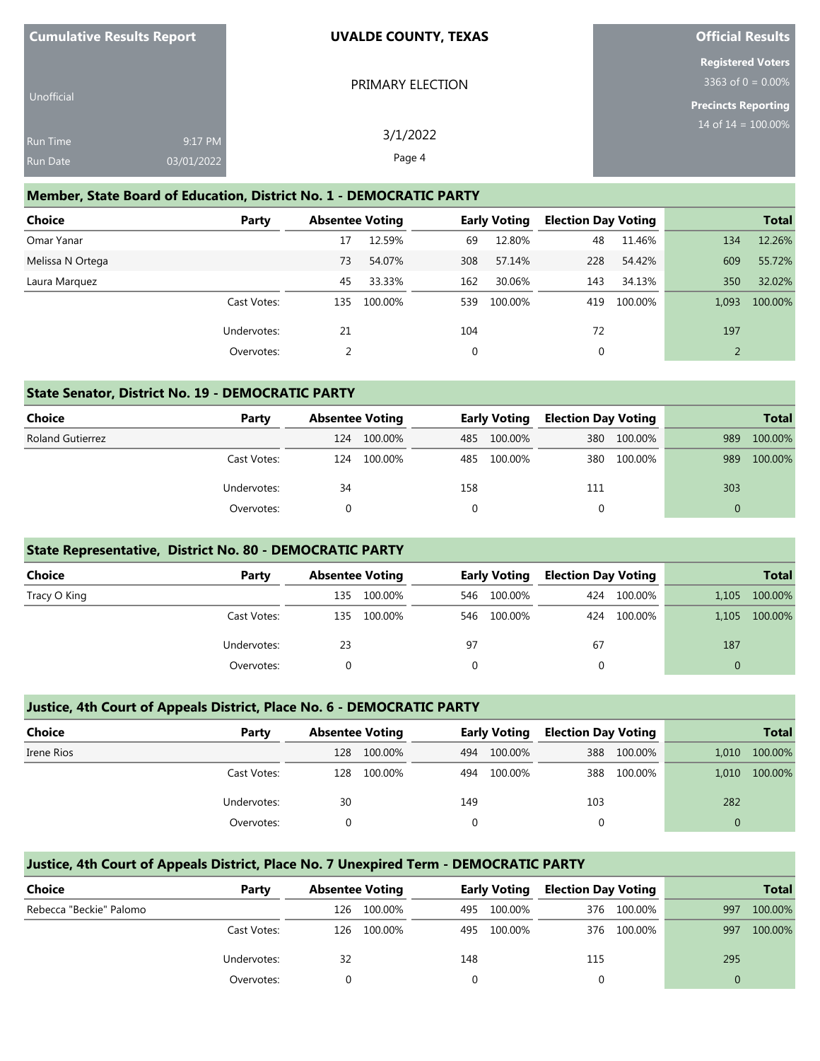Cumulative Results Report

Unofficial

Run Time 9:17 PM

Run Date 03/01/2022

**UVALDE COUNTY, TEXAS**

PRIMARY ELECTION

3/1/2022

**Official Results**

**Registered Voters**

3363 of 0 = 0.00%

**Precincts Reporting**

14 of 14 = 100.00%

## Member, State Board of Education, District No. 1 - DEMOCRATIC PARTY

| Choice | Party | Absentee Voting | | Early Voting | | Election Day Voting | | Total | |
|---|---|---|---|---|---|---|---|---|---|
| Omar Yanar | | 17 | 12.59% | 69 | 12.80% | 48 | 11.46% | 134 | 12.26% |
| Melissa N Ortega | | 73 | 54.07% | 308 | 57.14% | 228 | 54.42% | 609 | 55.72% |
| Laura Marquez | | 45 | 33.33% | 162 | 30.06% | 143 | 34.13% | 350 | 32.02% |
| | Cast Votes: | 135 | 100.00% | 539 | 100.00% | 419 | 100.00% | 1,093 | 100.00% |
| | Undervotes: | 21 | | 104 | | 72 | | 197 | |
| | Overvotes: | 2 | | 0 | | 0 | | 2 | |

## State Senator, District No. 19 - DEMOCRATIC PARTY

| Choice | Party | Absentee Voting | | Early Voting | | Election Day Voting | | Total | |
|---|---|---|---|---|---|---|---|---|---|
| Roland Gutierrez | | 124 | 100.00% | 485 | 100.00% | 380 | 100.00% | 989 | 100.00% |
| | Cast Votes: | 124 | 100.00% | 485 | 100.00% | 380 | 100.00% | 989 | 100.00% |
| | Undervotes: | 34 | | 158 | | 111 | | 303 | |
| | Overvotes: | 0 | | 0 | | 0 | | 0 | |

## State Representative, District No. 80 - DEMOCRATIC PARTY

| Choice | Party | Absentee Voting | | Early Voting | | Election Day Voting | | Total | |
|---|---|---|---|---|---|---|---|---|---|
| Tracy O King | | 135 | 100.00% | 546 | 100.00% | 424 | 100.00% | 1,105 | 100.00% |
| | Cast Votes: | 135 | 100.00% | 546 | 100.00% | 424 | 100.00% | 1,105 | 100.00% |
| | Undervotes: | 23 | | 97 | | 67 | | 187 | |
| | Overvotes: | 0 | | 0 | | 0 | | 0 | |

## Justice, 4th Court of Appeals District, Place No. 6 - DEMOCRATIC PARTY

| Choice | Party | Absentee Voting | | Early Voting | | Election Day Voting | | Total | |
|---|---|---|---|---|---|---|---|---|---|
| Irene Rios | | 128 | 100.00% | 494 | 100.00% | 388 | 100.00% | 1,010 | 100.00% |
| | Cast Votes: | 128 | 100.00% | 494 | 100.00% | 388 | 100.00% | 1,010 | 100.00% |
| | Undervotes: | 30 | | 149 | | 103 | | 282 | |
| | Overvotes: | 0 | | 0 | | 0 | | 0 | |

## Justice, 4th Court of Appeals District, Place No. 7 Unexpired Term - DEMOCRATIC PARTY

| Choice | Party | Absentee Voting | | Early Voting | | Election Day Voting | | Total | |
|---|---|---|---|---|---|---|---|---|---|
| Rebecca "Beckie" Palomo | | 126 | 100.00% | 495 | 100.00% | 376 | 100.00% | 997 | 100.00% |
| | Cast Votes: | 126 | 100.00% | 495 | 100.00% | 376 | 100.00% | 997 | 100.00% |
| | Undervotes: | 32 | | 148 | | 115 | | 295 | |
| | Overvotes: | 0 | | 0 | | 0 | | 0 | |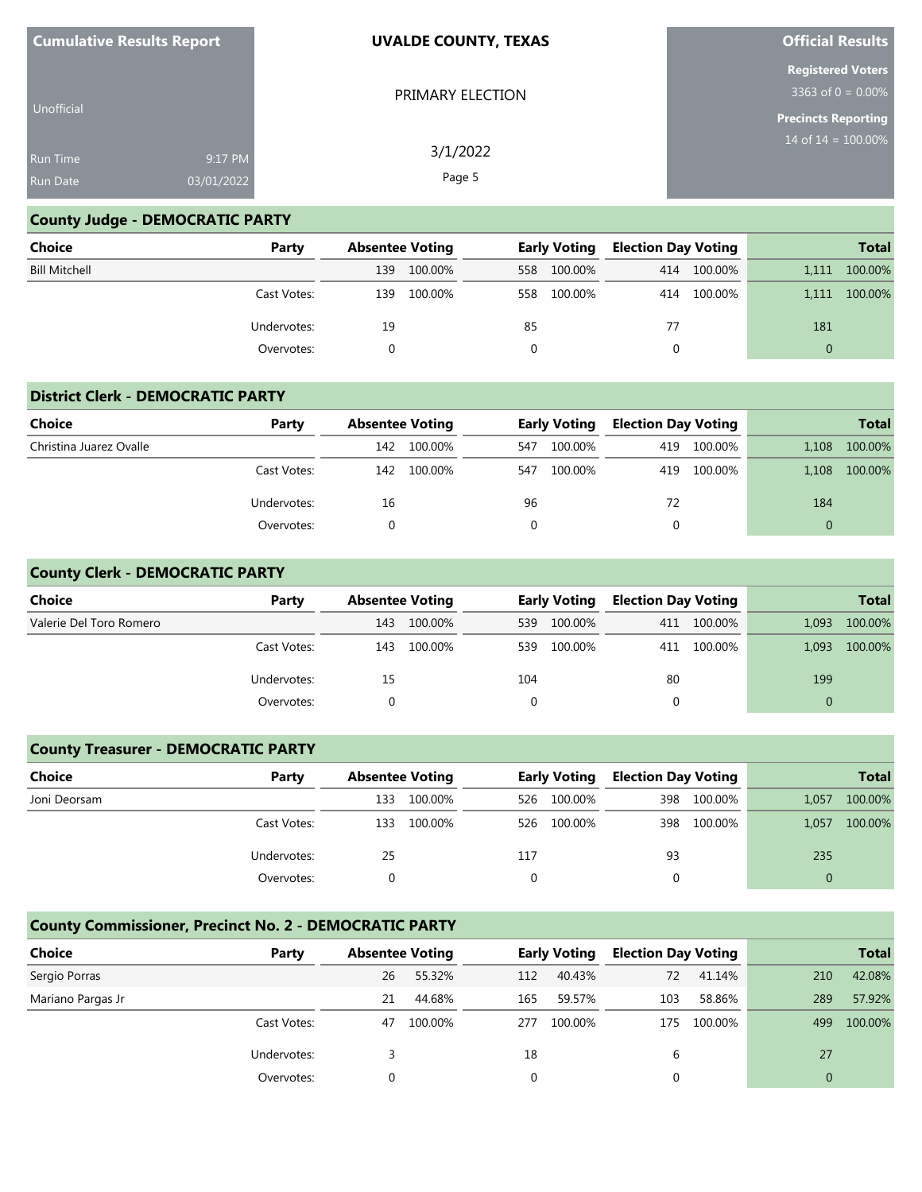Cumulative Results Report

Unofficial

Run Time 9:17 PM

Run Date 03/01/2022

**UVALDE COUNTY, TEXAS**

PRIMARY ELECTION

3/1/2022

**Official Results**

**Registered Voters**

3363 of 0 = 0.00%

**Precincts Reporting**

14 of 14 = 100.00%

## County Judge - DEMOCRATIC PARTY

| Choice | Party | Absentee Voting | | Early Voting | | Election Day Voting | | Total | |
|---|---|---|---|---|---|---|---|---|---|
| Bill Mitchell | | 139 | 100.00% | 558 | 100.00% | 414 | 100.00% | 1,111 | 100.00% |
| | Cast Votes: | 139 | 100.00% | 558 | 100.00% | 414 | 100.00% | 1,111 | 100.00% |
| | Undervotes: | 19 | | 85 | | 77 | | 181 | |
| | Overvotes: | 0 | | 0 | | 0 | | 0 | |

## District Clerk - DEMOCRATIC PARTY

| Choice | Party | Absentee Voting | | Early Voting | | Election Day Voting | | Total | |
|---|---|---|---|---|---|---|---|---|---|
| Christina Juarez Ovalle | | 142 | 100.00% | 547 | 100.00% | 419 | 100.00% | 1,108 | 100.00% |
| | Cast Votes: | 142 | 100.00% | 547 | 100.00% | 419 | 100.00% | 1,108 | 100.00% |
| | Undervotes: | 16 | | 96 | | 72 | | 184 | |
| | Overvotes: | 0 | | 0 | | 0 | | 0 | |

## County Clerk - DEMOCRATIC PARTY

| Choice | Party | Absentee Voting | | Early Voting | | Election Day Voting | | Total | |
|---|---|---|---|---|---|---|---|---|---|
| Valerie Del Toro Romero | | 143 | 100.00% | 539 | 100.00% | 411 | 100.00% | 1,093 | 100.00% |
| | Cast Votes: | 143 | 100.00% | 539 | 100.00% | 411 | 100.00% | 1,093 | 100.00% |
| | Undervotes: | 15 | | 104 | | 80 | | 199 | |
| | Overvotes: | 0 | | 0 | | 0 | | 0 | |

## County Treasurer - DEMOCRATIC PARTY

| Choice | Party | Absentee Voting | | Early Voting | | Election Day Voting | | Total | |
|---|---|---|---|---|---|---|---|---|---|
| Joni Deorsam | | 133 | 100.00% | 526 | 100.00% | 398 | 100.00% | 1,057 | 100.00% |
| | Cast Votes: | 133 | 100.00% | 526 | 100.00% | 398 | 100.00% | 1,057 | 100.00% |
| | Undervotes: | 25 | | 117 | | 93 | | 235 | |
| | Overvotes: | 0 | | 0 | | 0 | | 0 | |

## County Commissioner, Precinct No. 2 - DEMOCRATIC PARTY

| Choice | Party | Absentee Voting | | Early Voting | | Election Day Voting | | Total | |
|---|---|---|---|---|---|---|---|---|---|
| Sergio Porras | | 26 | 55.32% | 112 | 40.43% | 72 | 41.14% | 210 | 42.08% |
| Mariano Pargas Jr | | 21 | 44.68% | 165 | 59.57% | 103 | 58.86% | 289 | 57.92% |
| | Cast Votes: | 47 | 100.00% | 277 | 100.00% | 175 | 100.00% | 499 | 100.00% |
| | Undervotes: | 3 | | 18 | | 6 | | 27 | |
| | Overvotes: | 0 | | 0 | | 0 | | 0 | |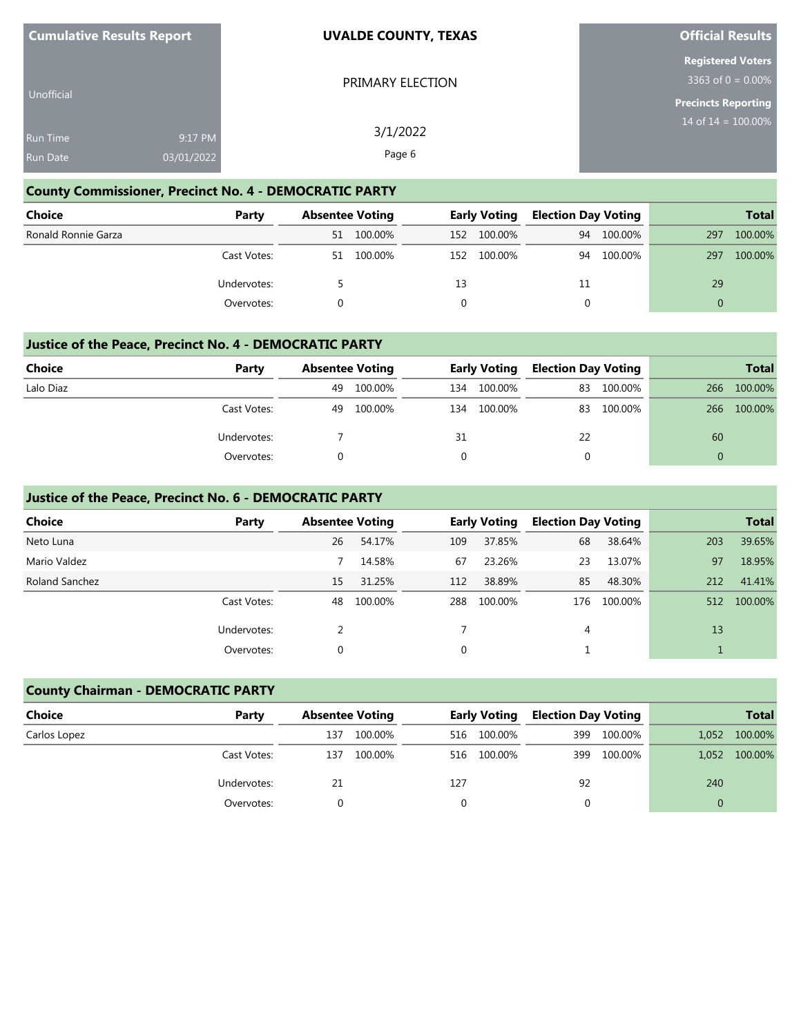| Cumulative Results Report | UVALDE COUNTY, TEXAS | Official Results |
|---|---|---|
| Unofficial | PRIMARY ELECTION | Registered Voters 3363 of 0 = 0.00% |
| Run Time 9:17 PM | 3/1/2022 | Precincts Reporting 14 of 14 = 100.00% |
| Run Date 03/01/2022 | | |

## County Commissioner, Precinct No. 4 - DEMOCRATIC PARTY

| Choice | Party | Absentee Voting | | Early Voting | | Election Day Voting | | Total | |
|---|---|---|---|---|---|---|---|---|---|
| Ronald Ronnie Garza | | 51 | 100.00% | 152 | 100.00% | 94 | 100.00% | 297 | 100.00% |
| | Cast Votes: | 51 | 100.00% | 152 | 100.00% | 94 | 100.00% | 297 | 100.00% |
| | Undervotes: | 5 | | 13 | | 11 | | 29 | |
| | Overvotes: | 0 | | 0 | | 0 | | 0 | |

## Justice of the Peace, Precinct No. 4 - DEMOCRATIC PARTY

| Choice | Party | Absentee Voting | | Early Voting | | Election Day Voting | | Total | |
|---|---|---|---|---|---|---|---|---|---|
| Lalo Diaz | | 49 | 100.00% | 134 | 100.00% | 83 | 100.00% | 266 | 100.00% |
| | Cast Votes: | 49 | 100.00% | 134 | 100.00% | 83 | 100.00% | 266 | 100.00% |
| | Undervotes: | 7 | | 31 | | 22 | | 60 | |
| | Overvotes: | 0 | | 0 | | 0 | | 0 | |

## Justice of the Peace, Precinct No. 6 - DEMOCRATIC PARTY

| Choice | Party | Absentee Voting | | Early Voting | | Election Day Voting | | Total | |
|---|---|---|---|---|---|---|---|---|---|
| Neto Luna | | 26 | 54.17% | 109 | 37.85% | 68 | 38.64% | 203 | 39.65% |
| Mario Valdez | | 7 | 14.58% | 67 | 23.26% | 23 | 13.07% | 97 | 18.95% |
| Roland Sanchez | | 15 | 31.25% | 112 | 38.89% | 85 | 48.30% | 212 | 41.41% |
| | Cast Votes: | 48 | 100.00% | 288 | 100.00% | 176 | 100.00% | 512 | 100.00% |
| | Undervotes: | 2 | | 7 | | 4 | | 13 | |
| | Overvotes: | 0 | | 0 | | 1 | | 1 | |

## County Chairman - DEMOCRATIC PARTY

| Choice | Party | Absentee Voting | | Early Voting | | Election Day Voting | | Total | |
|---|---|---|---|---|---|---|---|---|---|
| Carlos Lopez | | 137 | 100.00% | 516 | 100.00% | 399 | 100.00% | 1,052 | 100.00% |
| | Cast Votes: | 137 | 100.00% | 516 | 100.00% | 399 | 100.00% | 1,052 | 100.00% |
| | Undervotes: | 21 | | 127 | | 92 | | 240 | |
| | Overvotes: | 0 | | 0 | | 0 | | 0 | |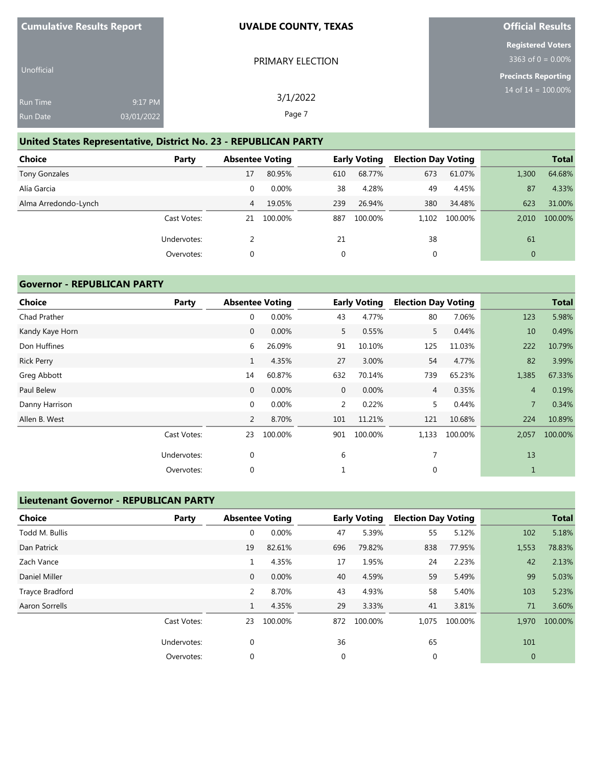| Cumulative Results Report | UVALDE COUNTY, TEXAS | Official Results |
|---|---|---|
| Unofficial | PRIMARY ELECTION | Registered Voters 3363 of 0 = 0.00% |
| Run Time 9:17 PM | 3/1/2022 | Precincts Reporting 14 of 14 = 100.00% |
| Run Date 03/01/2022 | | |

## United States Representative, District No. 23 - REPUBLICAN PARTY

| Choice | Party | Absentee Voting | | Early Voting | | Election Day Voting | | Total | |
|---|---|---|---|---|---|---|---|---|---|
| Tony Gonzales | | 17 | 80.95% | 610 | 68.77% | 673 | 61.07% | 1,300 | 64.68% |
| Alía Garcia | | 0 | 0.00% | 38 | 4.28% | 49 | 4.45% | 87 | 4.33% |
| Alma Arredondo-Lynch | | 4 | 19.05% | 239 | 26.94% | 380 | 34.48% | 623 | 31.00% |
| | Cast Votes: | 21 | 100.00% | 887 | 100.00% | 1,102 | 100.00% | 2,010 | 100.00% |
| | Undervotes: | 2 | | 21 | | 38 | | 61 | |
| | Overvotes: | 0 | | 0 | | 0 | | 0 | |

## Governor - REPUBLICAN PARTY

| Choice | Party | Absentee Voting | | Early Voting | | Election Day Voting | | Total | |
|---|---|---|---|---|---|---|---|---|---|
| Chad Prather | | 0 | 0.00% | 43 | 4.77% | 80 | 7.06% | 123 | 5.98% |
| Kandy Kaye Horn | | 0 | 0.00% | 5 | 0.55% | 5 | 0.44% | 10 | 0.49% |
| Don Huffines | | 6 | 26.09% | 91 | 10.10% | 125 | 11.03% | 222 | 10.79% |
| Rick Perry | | 1 | 4.35% | 27 | 3.00% | 54 | 4.77% | 82 | 3.99% |
| Greg Abbott | | 14 | 60.87% | 632 | 70.14% | 739 | 65.23% | 1,385 | 67.33% |
| Paul Belew | | 0 | 0.00% | 0 | 0.00% | 4 | 0.35% | 4 | 0.19% |
| Danny Harrison | | 0 | 0.00% | 2 | 0.22% | 5 | 0.44% | 7 | 0.34% |
| Allen B. West | | 2 | 8.70% | 101 | 11.21% | 121 | 10.68% | 224 | 10.89% |
| | Cast Votes: | 23 | 100.00% | 901 | 100.00% | 1,133 | 100.00% | 2,057 | 100.00% |
| | Undervotes: | 0 | | 6 | | 7 | | 13 | |
| | Overvotes: | 0 | | 1 | | 0 | | 1 | |

## Lieutenant Governor - REPUBLICAN PARTY

| Choice | Party | Absentee Voting | | Early Voting | | Election Day Voting | | Total | |
|---|---|---|---|---|---|---|---|---|---|
| Todd M. Bullis | | 0 | 0.00% | 47 | 5.39% | 55 | 5.12% | 102 | 5.18% |
| Dan Patrick | | 19 | 82.61% | 696 | 79.82% | 838 | 77.95% | 1,553 | 78.83% |
| Zach Vance | | 1 | 4.35% | 17 | 1.95% | 24 | 2.23% | 42 | 2.13% |
| Daniel Miller | | 0 | 0.00% | 40 | 4.59% | 59 | 5.49% | 99 | 5.03% |
| Trayce Bradford | | 2 | 8.70% | 43 | 4.93% | 58 | 5.40% | 103 | 5.23% |
| Aaron Sorrells | | 1 | 4.35% | 29 | 3.33% | 41 | 3.81% | 71 | 3.60% |
| | Cast Votes: | 23 | 100.00% | 872 | 100.00% | 1,075 | 100.00% | 1,970 | 100.00% |
| | Undervotes: | 0 | | 36 | | 65 | | 101 | |
| | Overvotes: | 0 | | 0 | | 0 | | 0 | |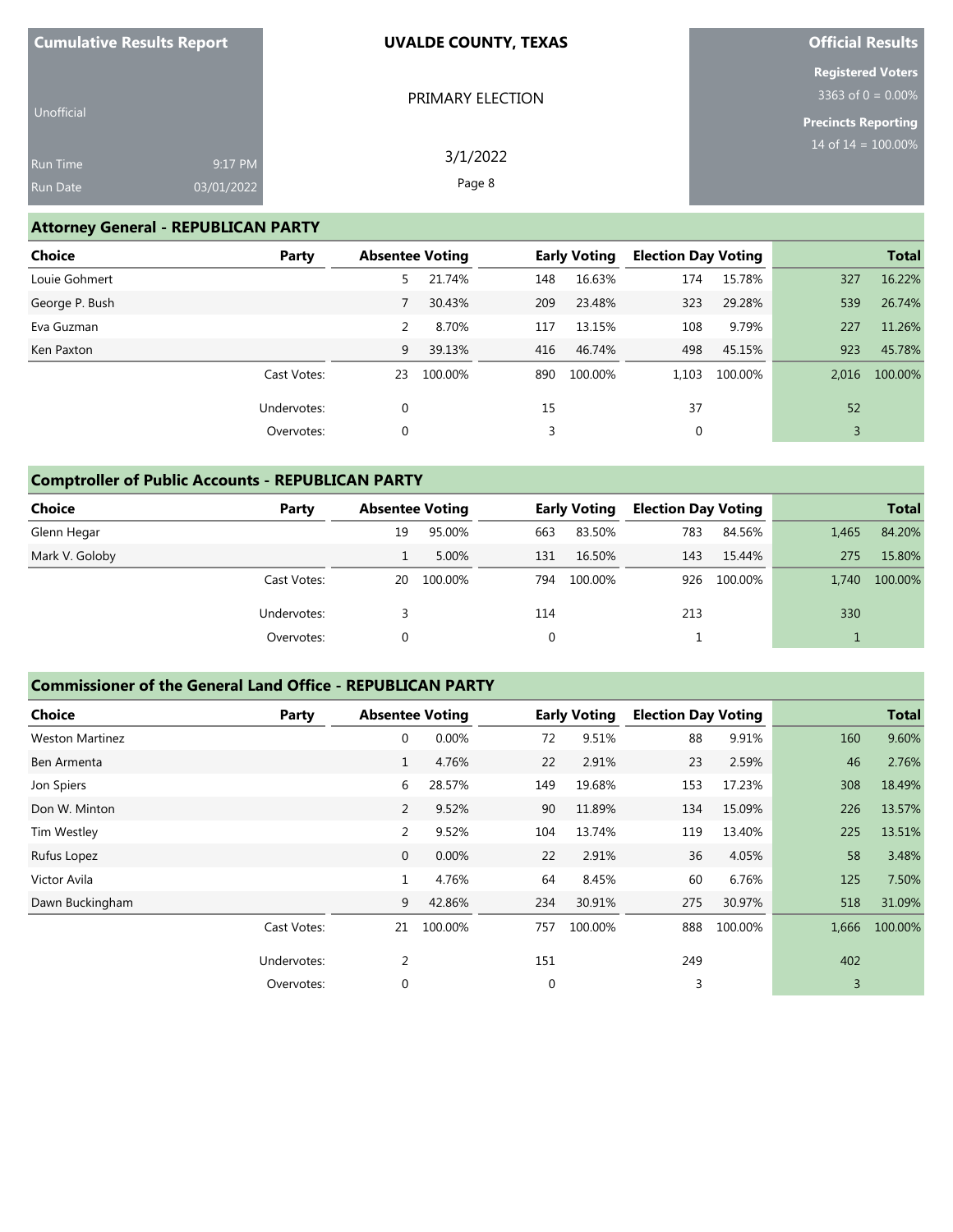**Cumulative Results Report**

Unofficial

Run Time 9:17 PM
Run Date 03/01/2022

**UVALDE COUNTY, TEXAS**

PRIMARY ELECTION

3/1/2022

**Official Results**

**Registered Voters**
3363 of 0 = 0.00%

**Precincts Reporting**
14 of 14 = 100.00%

## Attorney General - REPUBLICAN PARTY

| Choice | Party | Absentee Voting | | Early Voting | | Election Day Voting | | Total | |
|---|---|---|---|---|---|---|---|---|---|
| Louie Gohmert | | 5 | 21.74% | 148 | 16.63% | 174 | 15.78% | 327 | 16.22% |
| George P. Bush | | 7 | 30.43% | 209 | 23.48% | 323 | 29.28% | 539 | 26.74% |
| Eva Guzman | | 2 | 8.70% | 117 | 13.15% | 108 | 9.79% | 227 | 11.26% |
| Ken Paxton | | 9 | 39.13% | 416 | 46.74% | 498 | 45.15% | 923 | 45.78% |
| | Cast Votes: | 23 | 100.00% | 890 | 100.00% | 1,103 | 100.00% | 2,016 | 100.00% |
| | Undervotes: | 0 | | 15 | | 37 | | 52 | |
| | Overvotes: | 0 | | 3 | | 0 | | 3 | |

## Comptroller of Public Accounts - REPUBLICAN PARTY

| Choice | Party | Absentee Voting | | Early Voting | | Election Day Voting | | Total | |
|---|---|---|---|---|---|---|---|---|---|
| Glenn Hegar | | 19 | 95.00% | 663 | 83.50% | 783 | 84.56% | 1,465 | 84.20% |
| Mark V. Goloby | | 1 | 5.00% | 131 | 16.50% | 143 | 15.44% | 275 | 15.80% |
| | Cast Votes: | 20 | 100.00% | 794 | 100.00% | 926 | 100.00% | 1,740 | 100.00% |
| | Undervotes: | 3 | | 114 | | 213 | | 330 | |
| | Overvotes: | 0 | | 0 | | 1 | | 1 | |

## Commissioner of the General Land Office - REPUBLICAN PARTY

| Choice | Party | Absentee Voting | | Early Voting | | Election Day Voting | | Total | |
|---|---|---|---|---|---|---|---|---|---|
| Weston Martinez | | 0 | 0.00% | 72 | 9.51% | 88 | 9.91% | 160 | 9.60% |
| Ben Armenta | | 1 | 4.76% | 22 | 2.91% | 23 | 2.59% | 46 | 2.76% |
| Jon Spiers | | 6 | 28.57% | 149 | 19.68% | 153 | 17.23% | 308 | 18.49% |
| Don W. Minton | | 2 | 9.52% | 90 | 11.89% | 134 | 15.09% | 226 | 13.57% |
| Tim Westley | | 2 | 9.52% | 104 | 13.74% | 119 | 13.40% | 225 | 13.51% |
| Rufus Lopez | | 0 | 0.00% | 22 | 2.91% | 36 | 4.05% | 58 | 3.48% |
| Victor Avila | | 1 | 4.76% | 64 | 8.45% | 60 | 6.76% | 125 | 7.50% |
| Dawn Buckingham | | 9 | 42.86% | 234 | 30.91% | 275 | 30.97% | 518 | 31.09% |
| | Cast Votes: | 21 | 100.00% | 757 | 100.00% | 888 | 100.00% | 1,666 | 100.00% |
| | Undervotes: | 2 | | 151 | | 249 | | 402 | |
| | Overvotes: | 0 | | 0 | | 3 | | 3 | |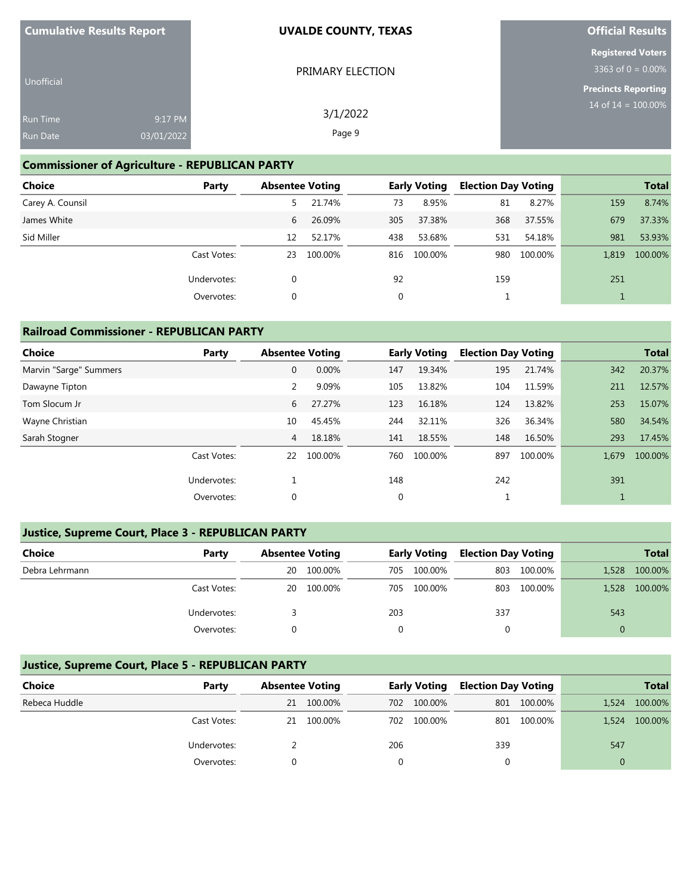Cumulative Results Report

Unofficial

Run Time 9:17 PM
Run Date 03/01/2022

**UVALDE COUNTY, TEXAS**

PRIMARY ELECTION

3/1/2022

**Official Results**

**Registered Voters**
3363 of 0 = 0.00%

**Precincts Reporting**
14 of 14 = 100.00%

## Commissioner of Agriculture - REPUBLICAN PARTY

| Choice | Party | Absentee Voting | | Early Voting | | Election Day Voting | | Total | |
|---|---|---|---|---|---|---|---|---|---|
| Carey A. Counsil | | 5 | 21.74% | 73 | 8.95% | 81 | 8.27% | 159 | 8.74% |
| James White | | 6 | 26.09% | 305 | 37.38% | 368 | 37.55% | 679 | 37.33% |
| Sid Miller | | 12 | 52.17% | 438 | 53.68% | 531 | 54.18% | 981 | 53.93% |
| | Cast Votes: | 23 | 100.00% | 816 | 100.00% | 980 | 100.00% | 1,819 | 100.00% |
| | Undervotes: | 0 | | 92 | | 159 | | 251 | |
| | Overvotes: | 0 | | 0 | | 1 | | 1 | |

## Railroad Commissioner - REPUBLICAN PARTY

| Choice | Party | Absentee Voting | | Early Voting | | Election Day Voting | | Total | |
|---|---|---|---|---|---|---|---|---|---|
| Marvin "Sarge" Summers | | 0 | 0.00% | 147 | 19.34% | 195 | 21.74% | 342 | 20.37% |
| Dawayne Tipton | | 2 | 9.09% | 105 | 13.82% | 104 | 11.59% | 211 | 12.57% |
| Tom Slocum Jr | | 6 | 27.27% | 123 | 16.18% | 124 | 13.82% | 253 | 15.07% |
| Wayne Christian | | 10 | 45.45% | 244 | 32.11% | 326 | 36.34% | 580 | 34.54% |
| Sarah Stogner | | 4 | 18.18% | 141 | 18.55% | 148 | 16.50% | 293 | 17.45% |
| | Cast Votes: | 22 | 100.00% | 760 | 100.00% | 897 | 100.00% | 1,679 | 100.00% |
| | Undervotes: | 1 | | 148 | | 242 | | 391 | |
| | Overvotes: | 0 | | 0 | | 1 | | 1 | |

## Justice, Supreme Court, Place 3 - REPUBLICAN PARTY

| Choice | Party | Absentee Voting | | Early Voting | | Election Day Voting | | Total | |
|---|---|---|---|---|---|---|---|---|---|
| Debra Lehrmann | | 20 | 100.00% | 705 | 100.00% | 803 | 100.00% | 1,528 | 100.00% |
| | Cast Votes: | 20 | 100.00% | 705 | 100.00% | 803 | 100.00% | 1,528 | 100.00% |
| | Undervotes: | 3 | | 203 | | 337 | | 543 | |
| | Overvotes: | 0 | | 0 | | 0 | | 0 | |

## Justice, Supreme Court, Place 5 - REPUBLICAN PARTY

| Choice | Party | Absentee Voting | | Early Voting | | Election Day Voting | | Total | |
|---|---|---|---|---|---|---|---|---|---|
| Rebeca Huddle | | 21 | 100.00% | 702 | 100.00% | 801 | 100.00% | 1,524 | 100.00% |
| | Cast Votes: | 21 | 100.00% | 702 | 100.00% | 801 | 100.00% | 1,524 | 100.00% |
| | Undervotes: | 2 | | 206 | | 339 | | 547 | |
| | Overvotes: | 0 | | 0 | | 0 | | 0 | |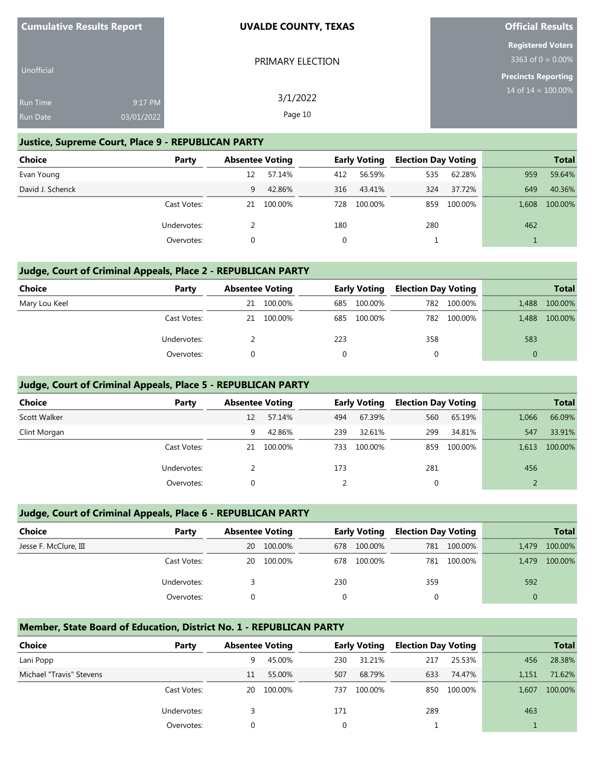**Cumulative Results Report**

Unofficial

Run Time 9:17 PM

Run Date 03/01/2022

**UVALDE COUNTY, TEXAS**

PRIMARY ELECTION

3/1/2022

**Official Results**

**Registered Voters**

3363 of 0 = 0.00%

**Precincts Reporting**

14 of 14 = 100.00%

## Justice, Supreme Court, Place 9 - REPUBLICAN PARTY

| Choice | Party | Absentee Voting | | Early Voting | | Election Day Voting | | Total | |
|---|---|---|---|---|---|---|---|---|---|
| Evan Young | | 12 | 57.14% | 412 | 56.59% | 535 | 62.28% | 959 | 59.64% |
| David J. Schenck | | 9 | 42.86% | 316 | 43.41% | 324 | 37.72% | 649 | 40.36% |
| | Cast Votes: | 21 | 100.00% | 728 | 100.00% | 859 | 100.00% | 1,608 | 100.00% |
| | Undervotes: | 2 | | 180 | | 280 | | 462 | |
| | Overvotes: | 0 | | 0 | | 1 | | 1 | |

## Judge, Court of Criminal Appeals, Place 2 - REPUBLICAN PARTY

| Choice | Party | Absentee Voting | | Early Voting | | Election Day Voting | | Total | |
|---|---|---|---|---|---|---|---|---|---|
| Mary Lou Keel | | 21 | 100.00% | 685 | 100.00% | 782 | 100.00% | 1,488 | 100.00% |
| | Cast Votes: | 21 | 100.00% | 685 | 100.00% | 782 | 100.00% | 1,488 | 100.00% |
| | Undervotes: | 2 | | 223 | | 358 | | 583 | |
| | Overvotes: | 0 | | 0 | | 0 | | 0 | |

## Judge, Court of Criminal Appeals, Place 5 - REPUBLICAN PARTY

| Choice | Party | Absentee Voting | | Early Voting | | Election Day Voting | | Total | |
|---|---|---|---|---|---|---|---|---|---|
| Scott Walker | | 12 | 57.14% | 494 | 67.39% | 560 | 65.19% | 1,066 | 66.09% |
| Clint Morgan | | 9 | 42.86% | 239 | 32.61% | 299 | 34.81% | 547 | 33.91% |
| | Cast Votes: | 21 | 100.00% | 733 | 100.00% | 859 | 100.00% | 1,613 | 100.00% |
| | Undervotes: | 2 | | 173 | | 281 | | 456 | |
| | Overvotes: | 0 | | 2 | | 0 | | 2 | |

## Judge, Court of Criminal Appeals, Place 6 - REPUBLICAN PARTY

| Choice | Party | Absentee Voting | | Early Voting | | Election Day Voting | | Total | |
|---|---|---|---|---|---|---|---|---|---|
| Jesse F. McClure, III | | 20 | 100.00% | 678 | 100.00% | 781 | 100.00% | 1,479 | 100.00% |
| | Cast Votes: | 20 | 100.00% | 678 | 100.00% | 781 | 100.00% | 1,479 | 100.00% |
| | Undervotes: | 3 | | 230 | | 359 | | 592 | |
| | Overvotes: | 0 | | 0 | | 0 | | 0 | |

## Member, State Board of Education, District No. 1 - REPUBLICAN PARTY

| Choice | Party | Absentee Voting | | Early Voting | | Election Day Voting | | Total | |
|---|---|---|---|---|---|---|---|---|---|
| Lani Popp | | 9 | 45.00% | 230 | 31.21% | 217 | 25.53% | 456 | 28.38% |
| Michael "Travis" Stevens | | 11 | 55.00% | 507 | 68.79% | 633 | 74.47% | 1,151 | 71.62% |
| | Cast Votes: | 20 | 100.00% | 737 | 100.00% | 850 | 100.00% | 1,607 | 100.00% |
| | Undervotes: | 3 | | 171 | | 289 | | 463 | |
| | Overvotes: | 0 | | 0 | | 1 | | 1 | |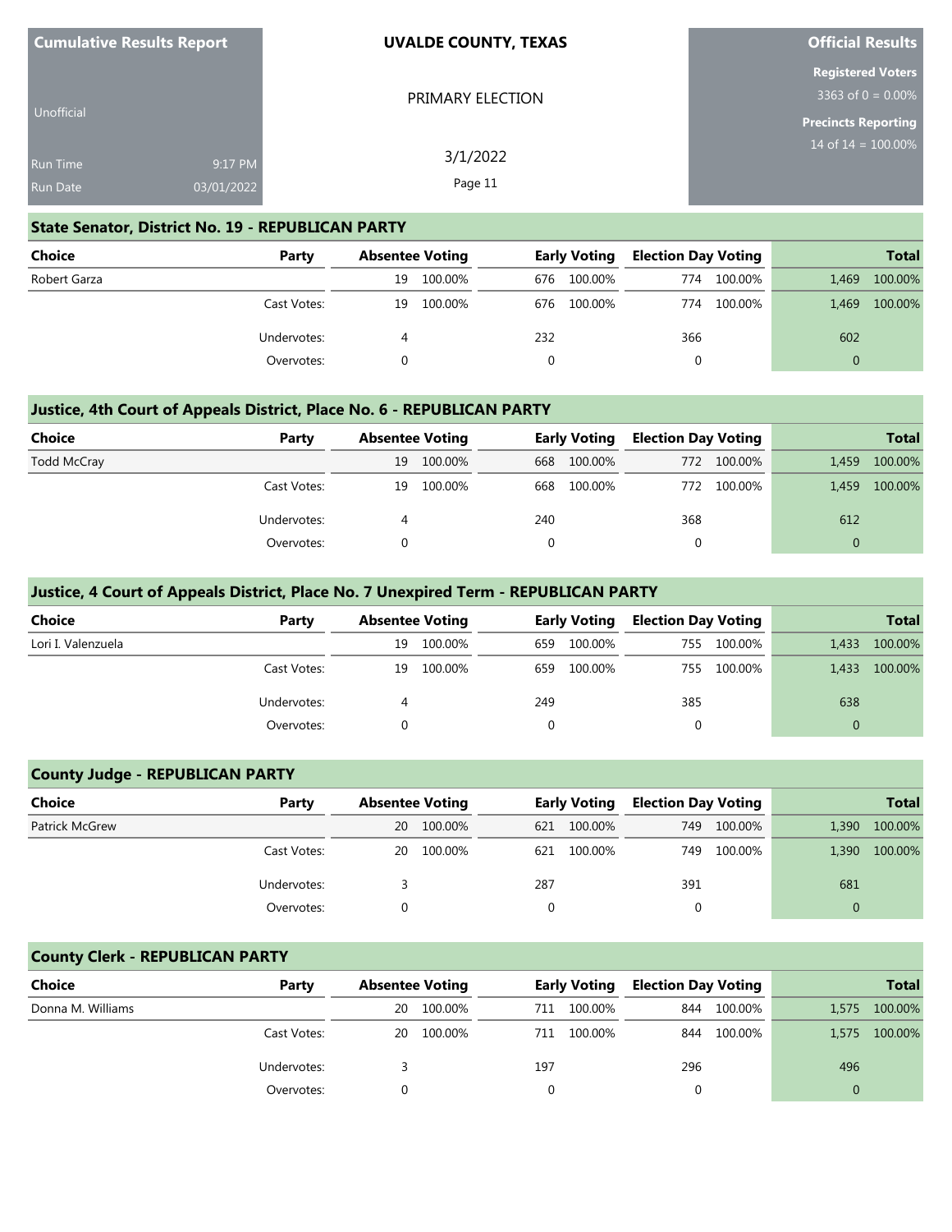| Cumulative Results Report | UVALDE COUNTY, TEXAS | Official Results |
|---|---|---|
| Unofficial | PRIMARY ELECTION | Registered Voters 3363 of 0 = 0.00% |
| Run Time 9:17 PM | 3/1/2022 | Precincts Reporting 14 of 14 = 100.00% |
| Run Date 03/01/2022 | | |

## State Senator, District No. 19 - REPUBLICAN PARTY

| Choice | Party | Absentee Voting | | Early Voting | | Election Day Voting | | Total | |
|---|---|---|---|---|---|---|---|---|---|
| Robert Garza | | 19 | 100.00% | 676 | 100.00% | 774 | 100.00% | 1,469 | 100.00% |
| | Cast Votes: | 19 | 100.00% | 676 | 100.00% | 774 | 100.00% | 1,469 | 100.00% |
| | Undervotes: | 4 | | 232 | | 366 | | 602 | |
| | Overvotes: | 0 | | 0 | | 0 | | 0 | |

## Justice, 4th Court of Appeals District, Place No. 6 - REPUBLICAN PARTY

| Choice | Party | Absentee Voting | | Early Voting | | Election Day Voting | | Total | |
|---|---|---|---|---|---|---|---|---|---|
| Todd McCray | | 19 | 100.00% | 668 | 100.00% | 772 | 100.00% | 1,459 | 100.00% |
| | Cast Votes: | 19 | 100.00% | 668 | 100.00% | 772 | 100.00% | 1,459 | 100.00% |
| | Undervotes: | 4 | | 240 | | 368 | | 612 | |
| | Overvotes: | 0 | | 0 | | 0 | | 0 | |

## Justice, 4 Court of Appeals District, Place No. 7 Unexpired Term - REPUBLICAN PARTY

| Choice | Party | Absentee Voting | | Early Voting | | Election Day Voting | | Total | |
|---|---|---|---|---|---|---|---|---|---|
| Lori I. Valenzuela | | 19 | 100.00% | 659 | 100.00% | 755 | 100.00% | 1,433 | 100.00% |
| | Cast Votes: | 19 | 100.00% | 659 | 100.00% | 755 | 100.00% | 1,433 | 100.00% |
| | Undervotes: | 4 | | 249 | | 385 | | 638 | |
| | Overvotes: | 0 | | 0 | | 0 | | 0 | |

## County Judge - REPUBLICAN PARTY

| Choice | Party | Absentee Voting | | Early Voting | | Election Day Voting | | Total | |
|---|---|---|---|---|---|---|---|---|---|
| Patrick McGrew | | 20 | 100.00% | 621 | 100.00% | 749 | 100.00% | 1,390 | 100.00% |
| | Cast Votes: | 20 | 100.00% | 621 | 100.00% | 749 | 100.00% | 1,390 | 100.00% |
| | Undervotes: | 3 | | 287 | | 391 | | 681 | |
| | Overvotes: | 0 | | 0 | | 0 | | 0 | |

## County Clerk - REPUBLICAN PARTY

| Choice | Party | Absentee Voting | | Early Voting | | Election Day Voting | | Total | |
|---|---|---|---|---|---|---|---|---|---|
| Donna M. Williams | | 20 | 100.00% | 711 | 100.00% | 844 | 100.00% | 1,575 | 100.00% |
| | Cast Votes: | 20 | 100.00% | 711 | 100.00% | 844 | 100.00% | 1,575 | 100.00% |
| | Undervotes: | 3 | | 197 | | 296 | | 496 | |
| | Overvotes: | 0 | | 0 | | 0 | | 0 | |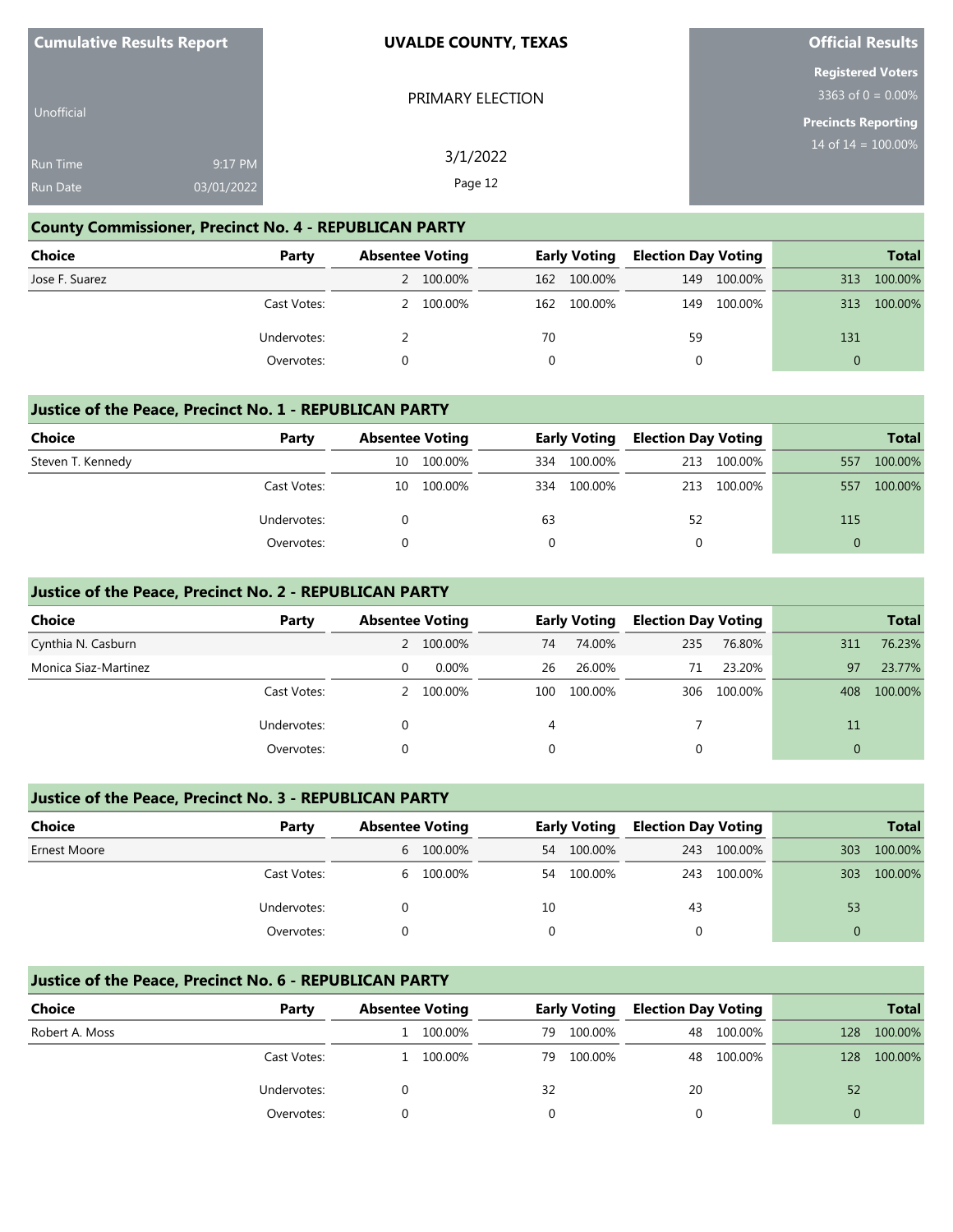Cumulative Results Report

Unofficial

Run Time 9:17 PM
Run Date 03/01/2022

**UVALDE COUNTY, TEXAS**

PRIMARY ELECTION

3/1/2022

**Official Results**

**Registered Voters**
3363 of 0 = 0.00%

**Precincts Reporting**
14 of 14 = 100.00%

### County Commissioner, Precinct No. 4 - REPUBLICAN PARTY

| Choice | Party | Absentee Voting | | Early Voting | | Election Day Voting | | Total | |
|---|---|---|---|---|---|---|---|---|---|
| Jose F. Suarez | | 2 | 100.00% | 162 | 100.00% | 149 | 100.00% | 313 | 100.00% |
| | Cast Votes: | 2 | 100.00% | 162 | 100.00% | 149 | 100.00% | 313 | 100.00% |
| | Undervotes: | 2 | | 70 | | 59 | | 131 | |
| | Overvotes: | 0 | | 0 | | 0 | | 0 | |

### Justice of the Peace, Precinct No. 1 - REPUBLICAN PARTY

| Choice | Party | Absentee Voting | | Early Voting | | Election Day Voting | | Total | |
|---|---|---|---|---|---|---|---|---|---|
| Steven T. Kennedy | | 10 | 100.00% | 334 | 100.00% | 213 | 100.00% | 557 | 100.00% |
| | Cast Votes: | 10 | 100.00% | 334 | 100.00% | 213 | 100.00% | 557 | 100.00% |
| | Undervotes: | 0 | | 63 | | 52 | | 115 | |
| | Overvotes: | 0 | | 0 | | 0 | | 0 | |

### Justice of the Peace, Precinct No. 2 - REPUBLICAN PARTY

| Choice | Party | Absentee Voting | | Early Voting | | Election Day Voting | | Total | |
|---|---|---|---|---|---|---|---|---|---|
| Cynthia N. Casburn | | 2 | 100.00% | 74 | 74.00% | 235 | 76.80% | 311 | 76.23% |
| Monica Siaz-Martinez | | 0 | 0.00% | 26 | 26.00% | 71 | 23.20% | 97 | 23.77% |
| | Cast Votes: | 2 | 100.00% | 100 | 100.00% | 306 | 100.00% | 408 | 100.00% |
| | Undervotes: | 0 | | 4 | | 7 | | 11 | |
| | Overvotes: | 0 | | 0 | | 0 | | 0 | |

### Justice of the Peace, Precinct No. 3 - REPUBLICAN PARTY

| Choice | Party | Absentee Voting | | Early Voting | | Election Day Voting | | Total | |
|---|---|---|---|---|---|---|---|---|---|
| Ernest Moore | | 6 | 100.00% | 54 | 100.00% | 243 | 100.00% | 303 | 100.00% |
| | Cast Votes: | 6 | 100.00% | 54 | 100.00% | 243 | 100.00% | 303 | 100.00% |
| | Undervotes: | 0 | | 10 | | 43 | | 53 | |
| | Overvotes: | 0 | | 0 | | 0 | | 0 | |

### Justice of the Peace, Precinct No. 6 - REPUBLICAN PARTY

| Choice | Party | Absentee Voting | | Early Voting | | Election Day Voting | | Total | |
|---|---|---|---|---|---|---|---|---|---|
| Robert A. Moss | | 1 | 100.00% | 79 | 100.00% | 48 | 100.00% | 128 | 100.00% |
| | Cast Votes: | 1 | 100.00% | 79 | 100.00% | 48 | 100.00% | 128 | 100.00% |
| | Undervotes: | 0 | | 32 | | 20 | | 52 | |
| | Overvotes: | 0 | | 0 | | 0 | | 0 | |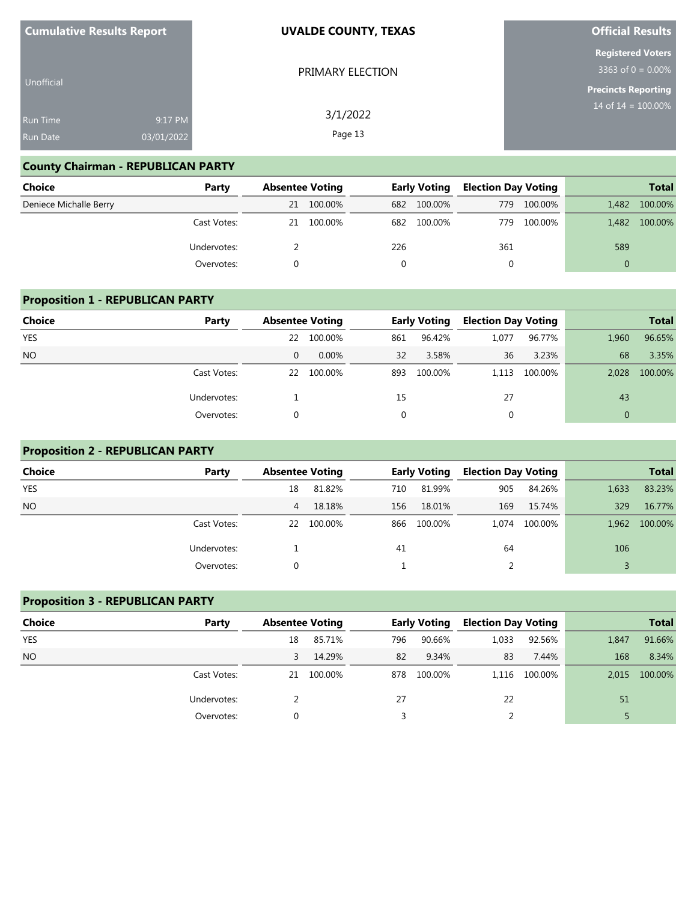| Cumulative Results Report | UVALDE COUNTY, TEXAS | Official Results |
|---|---|---|
| Unofficial | PRIMARY ELECTION | Registered Voters: 3363 of 0 = 0.00% |
| Run Time: 9:17 PM | 3/1/2022 | Precincts Reporting: 14 of 14 = 100.00% |
| Run Date: 03/01/2022 | | |

## County Chairman - REPUBLICAN PARTY

| Choice | Party | Absentee Voting | | Early Voting | | Election Day Voting | | Total | |
|---|---|---|---|---|---|---|---|---|---|
| Deniece Michalle Berry | | 21 | 100.00% | 682 | 100.00% | 779 | 100.00% | 1,482 | 100.00% |
| | Cast Votes: | 21 | 100.00% | 682 | 100.00% | 779 | 100.00% | 1,482 | 100.00% |
| | Undervotes: | 2 | | 226 | | 361 | | 589 | |
| | Overvotes: | 0 | | 0 | | 0 | | 0 | |

## Proposition 1 - REPUBLICAN PARTY

| Choice | Party | Absentee Voting | | Early Voting | | Election Day Voting | | Total | |
|---|---|---|---|---|---|---|---|---|---|
| YES | | 22 | 100.00% | 861 | 96.42% | 1,077 | 96.77% | 1,960 | 96.65% |
| NO | | 0 | 0.00% | 32 | 3.58% | 36 | 3.23% | 68 | 3.35% |
| | Cast Votes: | 22 | 100.00% | 893 | 100.00% | 1,113 | 100.00% | 2,028 | 100.00% |
| | Undervotes: | 1 | | 15 | | 27 | | 43 | |
| | Overvotes: | 0 | | 0 | | 0 | | 0 | |

## Proposition 2 - REPUBLICAN PARTY

| Choice | Party | Absentee Voting | | Early Voting | | Election Day Voting | | Total | |
|---|---|---|---|---|---|---|---|---|---|
| YES | | 18 | 81.82% | 710 | 81.99% | 905 | 84.26% | 1,633 | 83.23% |
| NO | | 4 | 18.18% | 156 | 18.01% | 169 | 15.74% | 329 | 16.77% |
| | Cast Votes: | 22 | 100.00% | 866 | 100.00% | 1,074 | 100.00% | 1,962 | 100.00% |
| | Undervotes: | 1 | | 41 | | 64 | | 106 | |
| | Overvotes: | 0 | | 1 | | 2 | | 3 | |

## Proposition 3 - REPUBLICAN PARTY

| Choice | Party | Absentee Voting | | Early Voting | | Election Day Voting | | Total | |
|---|---|---|---|---|---|---|---|---|---|
| YES | | 18 | 85.71% | 796 | 90.66% | 1,033 | 92.56% | 1,847 | 91.66% |
| NO | | 3 | 14.29% | 82 | 9.34% | 83 | 7.44% | 168 | 8.34% |
| | Cast Votes: | 21 | 100.00% | 878 | 100.00% | 1,116 | 100.00% | 2,015 | 100.00% |
| | Undervotes: | 2 | | 27 | | 22 | | 51 | |
| | Overvotes: | 0 | | 3 | | 2 | | 5 | |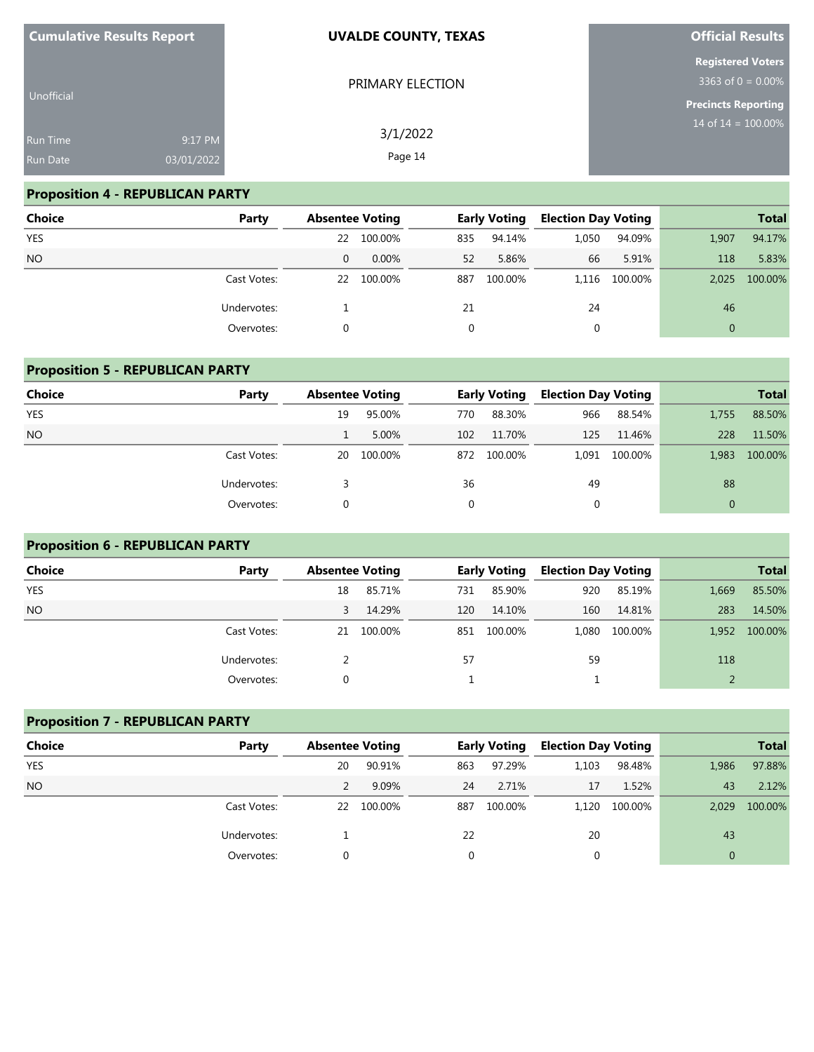Cumulative Results Report

Unofficial

Run Time 9:17 PM
Run Date 03/01/2022

**UVALDE COUNTY, TEXAS**

PRIMARY ELECTION

3/1/2022

**Official Results**

**Registered Voters**
3363 of 0 = 0.00%

**Precincts Reporting**
14 of 14 = 100.00%

## Proposition 4 - REPUBLICAN PARTY

| Choice | Party | Absentee Voting | | Early Voting | | Election Day Voting | | Total | |
|---|---|---|---|---|---|---|---|---|---|
| YES | | 22 | 100.00% | 835 | 94.14% | 1,050 | 94.09% | 1,907 | 94.17% |
| NO | | 0 | 0.00% | 52 | 5.86% | 66 | 5.91% | 118 | 5.83% |
| | Cast Votes: | 22 | 100.00% | 887 | 100.00% | 1,116 | 100.00% | 2,025 | 100.00% |
| | Undervotes: | 1 | | 21 | | 24 | | 46 | |
| | Overvotes: | 0 | | 0 | | 0 | | 0 | |

## Proposition 5 - REPUBLICAN PARTY

| Choice | Party | Absentee Voting | | Early Voting | | Election Day Voting | | Total | |
|---|---|---|---|---|---|---|---|---|---|
| YES | | 19 | 95.00% | 770 | 88.30% | 966 | 88.54% | 1,755 | 88.50% |
| NO | | 1 | 5.00% | 102 | 11.70% | 125 | 11.46% | 228 | 11.50% |
| | Cast Votes: | 20 | 100.00% | 872 | 100.00% | 1,091 | 100.00% | 1,983 | 100.00% |
| | Undervotes: | 3 | | 36 | | 49 | | 88 | |
| | Overvotes: | 0 | | 0 | | 0 | | 0 | |

## Proposition 6 - REPUBLICAN PARTY

| Choice | Party | Absentee Voting | | Early Voting | | Election Day Voting | | Total | |
|---|---|---|---|---|---|---|---|---|---|
| YES | | 18 | 85.71% | 731 | 85.90% | 920 | 85.19% | 1,669 | 85.50% |
| NO | | 3 | 14.29% | 120 | 14.10% | 160 | 14.81% | 283 | 14.50% |
| | Cast Votes: | 21 | 100.00% | 851 | 100.00% | 1,080 | 100.00% | 1,952 | 100.00% |
| | Undervotes: | 2 | | 57 | | 59 | | 118 | |
| | Overvotes: | 0 | | 1 | | 1 | | 2 | |

## Proposition 7 - REPUBLICAN PARTY

| Choice | Party | Absentee Voting | | Early Voting | | Election Day Voting | | Total | |
|---|---|---|---|---|---|---|---|---|---|
| YES | | 20 | 90.91% | 863 | 97.29% | 1,103 | 98.48% | 1,986 | 97.88% |
| NO | | 2 | 9.09% | 24 | 2.71% | 17 | 1.52% | 43 | 2.12% |
| | Cast Votes: | 22 | 100.00% | 887 | 100.00% | 1,120 | 100.00% | 2,029 | 100.00% |
| | Undervotes: | 1 | | 22 | | 20 | | 43 | |
| | Overvotes: | 0 | | 0 | | 0 | | 0 | |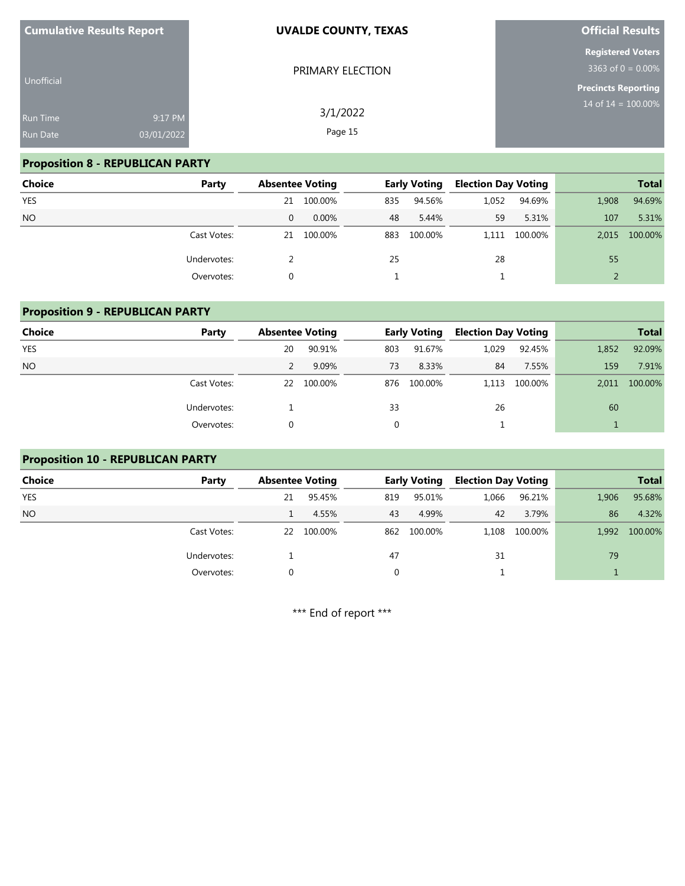| Cumulative Results Report | UVALDE COUNTY, TEXAS | Official Results |
| --- | --- | --- |
| Unofficial | PRIMARY ELECTION | Registered Voters 3363 of 0 = 0.00% |
| Run Time 9:17 PM | 3/1/2022 | Precincts Reporting 14 of 14 = 100.00% |
| Run Date 03/01/2022 | | |

## Proposition 8 - REPUBLICAN PARTY

| Choice | Party | Absentee Voting | | Early Voting | | Election Day Voting | | Total | |
| --- | --- | --- | --- | --- | --- | --- | --- | --- | --- |
| YES | | 21 | 100.00% | 835 | 94.56% | 1,052 | 94.69% | 1,908 | 94.69% |
| NO | | 0 | 0.00% | 48 | 5.44% | 59 | 5.31% | 107 | 5.31% |
| | Cast Votes: | 21 | 100.00% | 883 | 100.00% | 1,111 | 100.00% | 2,015 | 100.00% |
| | Undervotes: | 2 | | 25 | | 28 | | 55 | |
| | Overvotes: | 0 | | 1 | | 1 | | 2 | |

## Proposition 9 - REPUBLICAN PARTY

| Choice | Party | Absentee Voting | | Early Voting | | Election Day Voting | | Total | |
| --- | --- | --- | --- | --- | --- | --- | --- | --- | --- |
| YES | | 20 | 90.91% | 803 | 91.67% | 1,029 | 92.45% | 1,852 | 92.09% |
| NO | | 2 | 9.09% | 73 | 8.33% | 84 | 7.55% | 159 | 7.91% |
| | Cast Votes: | 22 | 100.00% | 876 | 100.00% | 1,113 | 100.00% | 2,011 | 100.00% |
| | Undervotes: | 1 | | 33 | | 26 | | 60 | |
| | Overvotes: | 0 | | 0 | | 1 | | 1 | |

## Proposition 10 - REPUBLICAN PARTY

| Choice | Party | Absentee Voting | | Early Voting | | Election Day Voting | | Total | |
| --- | --- | --- | --- | --- | --- | --- | --- | --- | --- |
| YES | | 21 | 95.45% | 819 | 95.01% | 1,066 | 96.21% | 1,906 | 95.68% |
| NO | | 1 | 4.55% | 43 | 4.99% | 42 | 3.79% | 86 | 4.32% |
| | Cast Votes: | 22 | 100.00% | 862 | 100.00% | 1,108 | 100.00% | 1,992 | 100.00% |
| | Undervotes: | 1 | | 47 | | 31 | | 79 | |
| | Overvotes: | 0 | | 0 | | 1 | | 1 | |

*** End of report ***